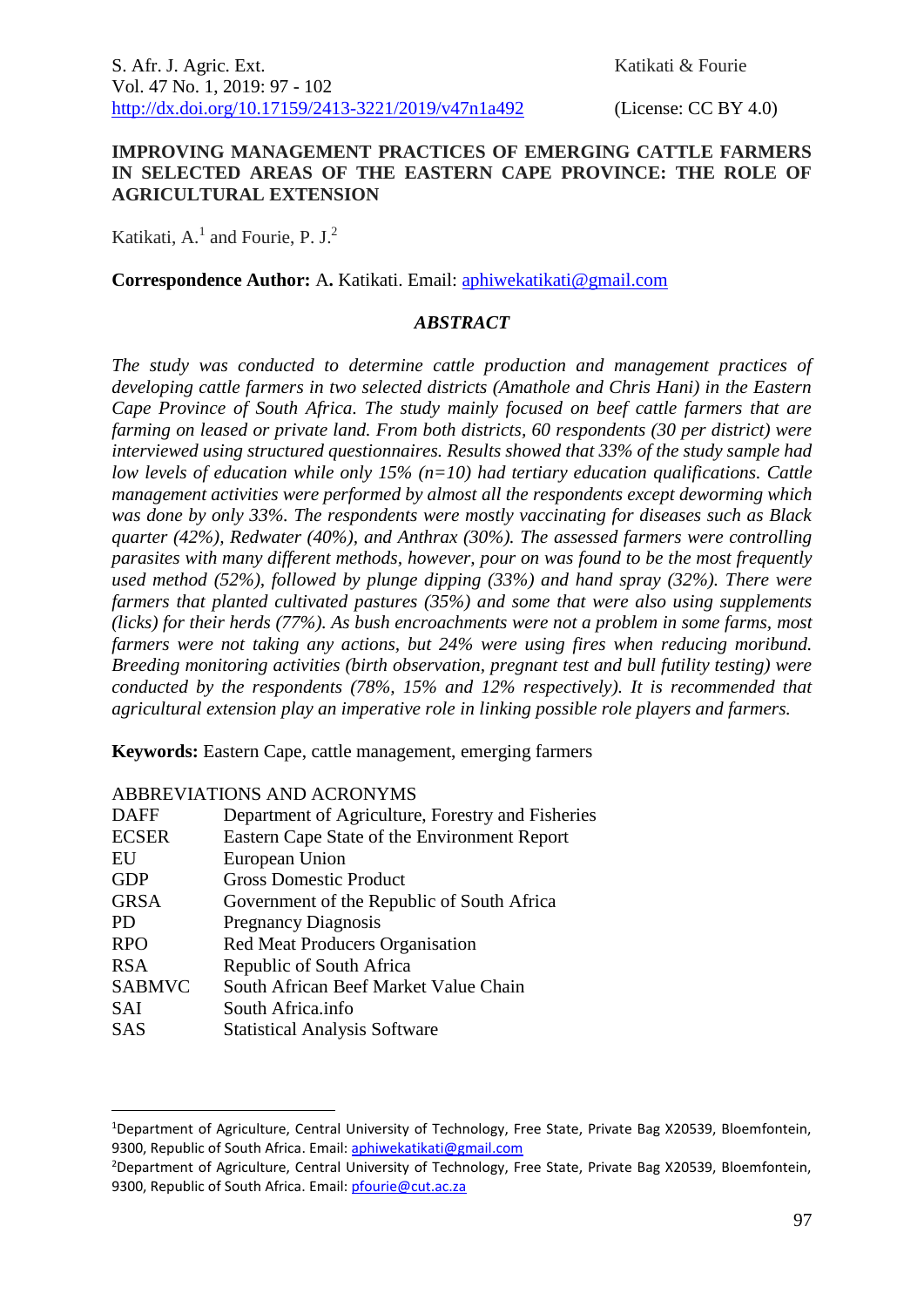# IMPROVING MANAGEMENT PRACTICES OF EMERGING CATTLE FARMERS IN SELECTED AREAS OF THE EASTERN CAPE PROVINCE: THE ROLE OF AGRICULTURAL EXTENSION

Katikati, A.[1] and Fourie, P. J.[2]

**Correspondence Author:** A**.** Katikati. Email: aphiwekatikati@gmail.com

## *ABSTRACT*

*The study was conducted to determine cattle production and management practices of developing cattle farmers in two selected districts (Amathole and Chris Hani) in the Eastern Cape Province of South Africa. The study mainly focused on beef cattle farmers that are farming on leased or private land. From both districts, 60 respondents (30 per district) were interviewed using structured questionnaires. Results showed that 33% of the study sample had low levels of education while only 15% (n=10) had tertiary education qualifications. Cattle management activities were performed by almost all the respondents except deworming which was done by only 33%. The respondents were mostly vaccinating for diseases such as Black quarter (42%), Redwater (40%), and Anthrax (30%). The assessed farmers were controlling parasites with many different methods, however, pour on was found to be the most frequently used method (52%), followed by plunge dipping (33%) and hand spray (32%). There were farmers that planted cultivated pastures (35%) and some that were also using supplements (licks) for their herds (77%). As bush encroachments were not a problem in some farms, most farmers were not taking any actions, but 24% were using fires when reducing moribund. Breeding monitoring activities (birth observation, pregnant test and bull futility testing) were conducted by the respondents (78%, 15% and 12% respectively). It is recommended that agricultural extension play an imperative role in linking possible role players and farmers.*

**Keywords:** Eastern Cape, cattle management, emerging farmers

ABBREVIATIONS AND ACRONYMS

| | |
|---|---|
| DAFF | Department of Agriculture, Forestry and Fisheries |
| ECSER | Eastern Cape State of the Environment Report |
| EU | European Union |
| GDP | Gross Domestic Product |
| GRSA | Government of the Republic of South Africa |
| PD | Pregnancy Diagnosis |
| RPO | Red Meat Producers Organisation |
| RSA | Republic of South Africa |
| SABMVC | South African Beef Market Value Chain |
| SAI | South Africa.info |
| SAS | Statistical Analysis Software |

---

[1]Department of Agriculture, Central University of Technology, Free State, Private Bag X20539, Bloemfontein, 9300, Republic of South Africa. Email: aphiwekatikati@gmail.com

[2]Department of Agriculture, Central University of Technology, Free State, Private Bag X20539, Bloemfontein, 9300, Republic of South Africa. Email: pfourie@cut.ac.za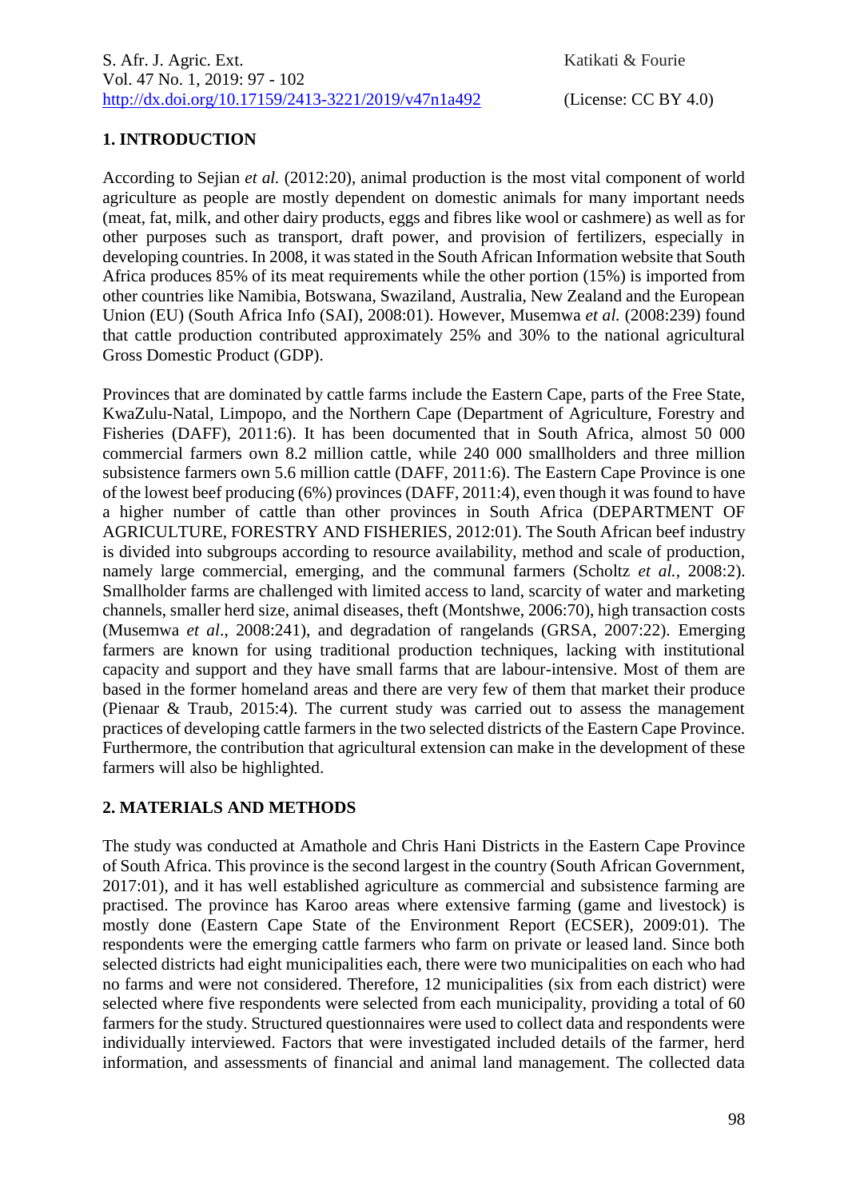## 1. INTRODUCTION

According to Sejian *et al.* (2012:20), animal production is the most vital component of world agriculture as people are mostly dependent on domestic animals for many important needs (meat, fat, milk, and other dairy products, eggs and fibres like wool or cashmere) as well as for other purposes such as transport, draft power, and provision of fertilizers, especially in developing countries. In 2008, it was stated in the South African Information website that South Africa produces 85% of its meat requirements while the other portion (15%) is imported from other countries like Namibia, Botswana, Swaziland, Australia, New Zealand and the European Union (EU) (South Africa Info (SAI), 2008:01). However, Musemwa *et al.* (2008:239) found that cattle production contributed approximately 25% and 30% to the national agricultural Gross Domestic Product (GDP).

Provinces that are dominated by cattle farms include the Eastern Cape, parts of the Free State, KwaZulu-Natal, Limpopo, and the Northern Cape (Department of Agriculture, Forestry and Fisheries (DAFF), 2011:6). It has been documented that in South Africa, almost 50 000 commercial farmers own 8.2 million cattle, while 240 000 smallholders and three million subsistence farmers own 5.6 million cattle (DAFF, 2011:6). The Eastern Cape Province is one of the lowest beef producing (6%) provinces (DAFF, 2011:4), even though it was found to have a higher number of cattle than other provinces in South Africa (DEPARTMENT OF AGRICULTURE, FORESTRY AND FISHERIES, 2012:01). The South African beef industry is divided into subgroups according to resource availability, method and scale of production, namely large commercial, emerging, and the communal farmers (Scholtz *et al.*, 2008:2). Smallholder farms are challenged with limited access to land, scarcity of water and marketing channels, smaller herd size, animal diseases, theft (Montshwe, 2006:70), high transaction costs (Musemwa *et al*., 2008:241), and degradation of rangelands (GRSA, 2007:22). Emerging farmers are known for using traditional production techniques, lacking with institutional capacity and support and they have small farms that are labour-intensive. Most of them are based in the former homeland areas and there are very few of them that market their produce (Pienaar & Traub, 2015:4). The current study was carried out to assess the management practices of developing cattle farmers in the two selected districts of the Eastern Cape Province. Furthermore, the contribution that agricultural extension can make in the development of these farmers will also be highlighted.

## 2. MATERIALS AND METHODS

The study was conducted at Amathole and Chris Hani Districts in the Eastern Cape Province of South Africa. This province is the second largest in the country (South African Government, 2017:01), and it has well established agriculture as commercial and subsistence farming are practised. The province has Karoo areas where extensive farming (game and livestock) is mostly done (Eastern Cape State of the Environment Report (ECSER), 2009:01). The respondents were the emerging cattle farmers who farm on private or leased land. Since both selected districts had eight municipalities each, there were two municipalities on each who had no farms and were not considered. Therefore, 12 municipalities (six from each district) were selected where five respondents were selected from each municipality, providing a total of 60 farmers for the study. Structured questionnaires were used to collect data and respondents were individually interviewed. Factors that were investigated included details of the farmer, herd information, and assessments of financial and animal land management. The collected data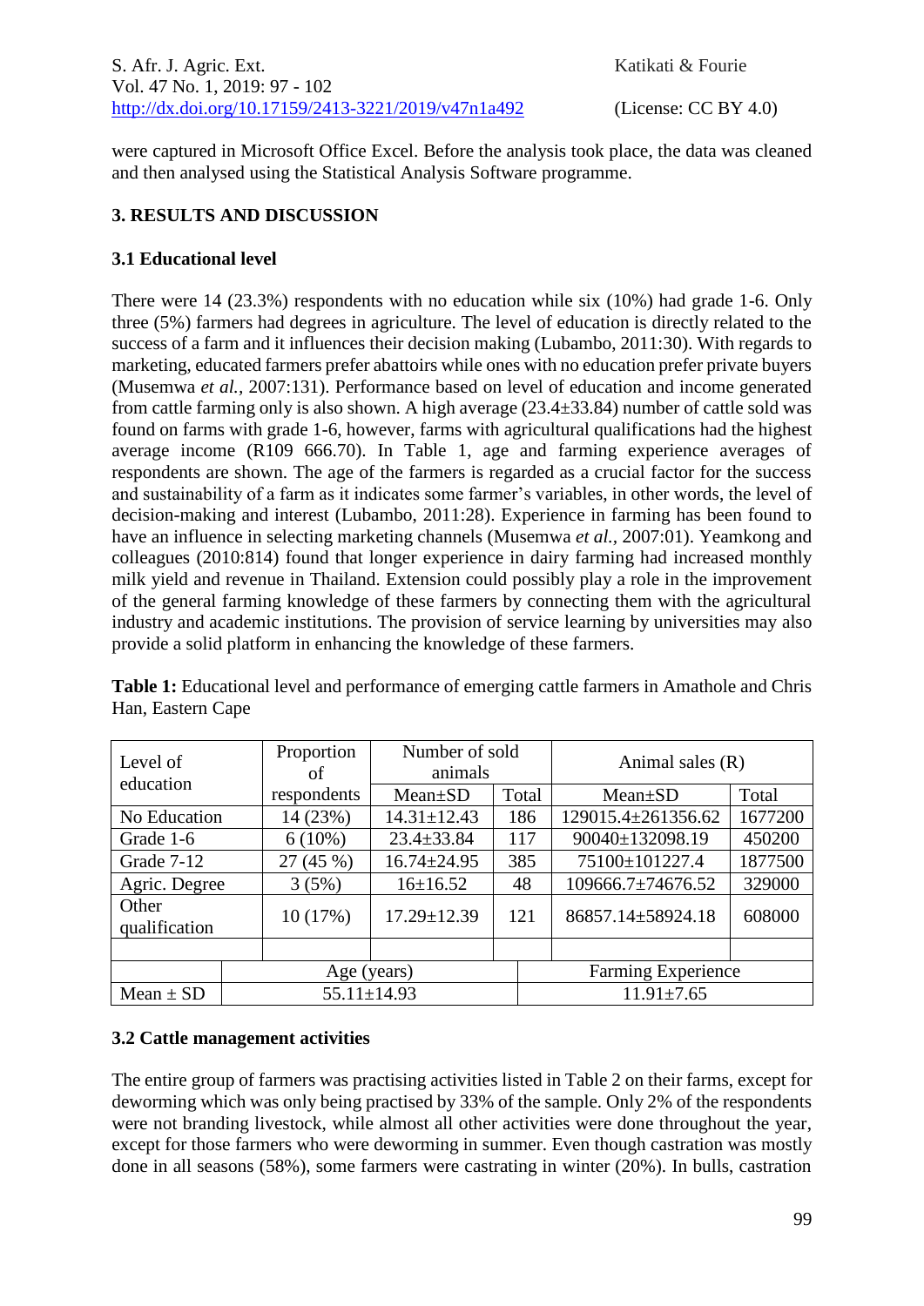were captured in Microsoft Office Excel. Before the analysis took place, the data was cleaned and then analysed using the Statistical Analysis Software programme.

## 3. RESULTS AND DISCUSSION

### 3.1 Educational level

There were 14 (23.3%) respondents with no education while six (10%) had grade 1-6. Only three (5%) farmers had degrees in agriculture. The level of education is directly related to the success of a farm and it influences their decision making (Lubambo, 2011:30). With regards to marketing, educated farmers prefer abattoirs while ones with no education prefer private buyers (Musemwa *et al.*, 2007:131). Performance based on level of education and income generated from cattle farming only is also shown. A high average (23.4±33.84) number of cattle sold was found on farms with grade 1-6, however, farms with agricultural qualifications had the highest average income (R109 666.70). In Table 1, age and farming experience averages of respondents are shown. The age of the farmers is regarded as a crucial factor for the success and sustainability of a farm as it indicates some farmer's variables, in other words, the level of decision-making and interest (Lubambo, 2011:28). Experience in farming has been found to have an influence in selecting marketing channels (Musemwa *et al.*, 2007:01). Yeamkong and colleagues (2010:814) found that longer experience in dairy farming had increased monthly milk yield and revenue in Thailand. Extension could possibly play a role in the improvement of the general farming knowledge of these farmers by connecting them with the agricultural industry and academic institutions. The provision of service learning by universities may also provide a solid platform in enhancing the knowledge of these farmers.

**Table 1:** Educational level and performance of emerging cattle farmers in Amathole and Chris Han, Eastern Cape

| Level of education | Proportion of respondents | Number of sold animals | | Animal sales (R) | |
|---|---|---|---|---|---|
| | | Mean±SD | Total | Mean±SD | Total |
| No Education | 14 (23%) | 14.31±12.43 | 186 | 129015.4±261356.62 | 1677200 |
| Grade 1-6 | 6 (10%) | 23.4±33.84 | 117 | 90040±132098.19 | 450200 |
| Grade 7-12 | 27 (45 %) | 16.74±24.95 | 385 | 75100±101227.4 | 1877500 |
| Agric. Degree | 3 (5%) | 16±16.52 | 48 | 109666.7±74676.52 | 329000 |
| Other qualification | 10 (17%) | 17.29±12.39 | 121 | 86857.14±58924.18 | 608000 |
| | | | | | |
| | Age (years) | | | Farming Experience | |
| Mean ± SD | 55.11±14.93 | | | 11.91±7.65 | |

### 3.2 Cattle management activities

The entire group of farmers was practising activities listed in Table 2 on their farms, except for deworming which was only being practised by 33% of the sample. Only 2% of the respondents were not branding livestock, while almost all other activities were done throughout the year, except for those farmers who were deworming in summer. Even though castration was mostly done in all seasons (58%), some farmers were castrating in winter (20%). In bulls, castration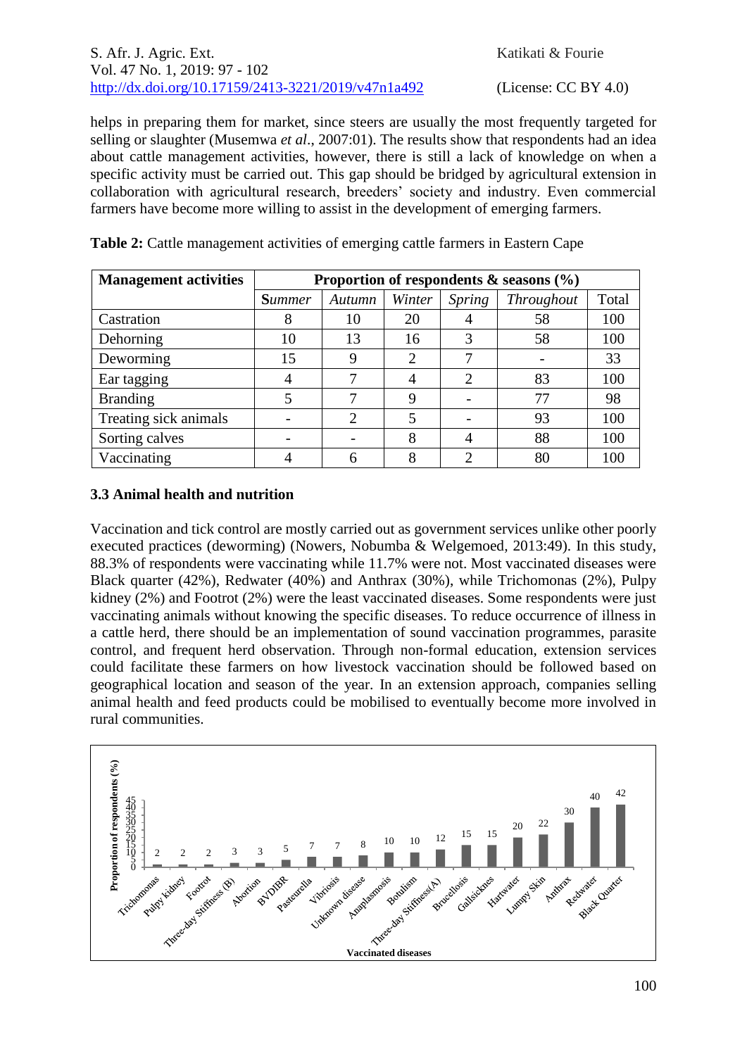helps in preparing them for market, since steers are usually the most frequently targeted for selling or slaughter (Musemwa *et al*., 2007:01). The results show that respondents had an idea about cattle management activities, however, there is still a lack of knowledge on when a specific activity must be carried out. This gap should be bridged by agricultural extension in collaboration with agricultural research, breeders' society and industry. Even commercial farmers have become more willing to assist in the development of emerging farmers.

**Table 2:** Cattle management activities of emerging cattle farmers in Eastern Cape

| **Management activities** | **Proportion of respondents & seasons (%)** | | | | | |
|---|---|---|---|---|---|---|
| | *Summer* | *Autumn* | *Winter* | *Spring* | *Throughout* | Total |
| Castration | 8 | 10 | 20 | 4 | 58 | 100 |
| Dehorning | 10 | 13 | 16 | 3 | 58 | 100 |
| Deworming | 15 | 9 | 2 | 7 | - | 33 |
| Ear tagging | 4 | 7 | 4 | 2 | 83 | 100 |
| Branding | 5 | 7 | 9 | - | 77 | 98 |
| Treating sick animals | - | 2 | 5 | - | 93 | 100 |
| Sorting calves | - | - | 8 | 4 | 88 | 100 |
| Vaccinating | 4 | 6 | 8 | 2 | 80 | 100 |

### 3.3 Animal health and nutrition

Vaccination and tick control are mostly carried out as government services unlike other poorly executed practices (deworming) (Nowers, Nobumba & Welgemoed, 2013:49). In this study, 88.3% of respondents were vaccinating while 11.7% were not. Most vaccinated diseases were Black quarter (42%), Redwater (40%) and Anthrax (30%), while Trichomonas (2%), Pulpy kidney (2%) and Footrot (2%) were the least vaccinated diseases. Some respondents were just vaccinating animals without knowing the specific diseases. To reduce occurrence of illness in a cattle herd, there should be an implementation of sound vaccination programmes, parasite control, and frequent herd observation. Through non-formal education, extension services could facilitate these farmers on how livestock vaccination should be followed based on geographical location and season of the year. In an extension approach, companies selling animal health and feed products could be mobilised to eventually become more involved in rural communities.

| Vaccinated diseases | Proportion of respondents (%) |
|---|---|
| Trichomonas | 2 |
| Pulpy kidney | 2 |
| Footrot | 2 |
| Three-day Stiffness (B) | 3 |
| Abortion | 3 |
| BVDIBR | 5 |
| Pasteurella | 7 |
| Vibriosis | 7 |
| Unknown disease | 8 |
| Anaplasmosis | 10 |
| Botulism | 10 |
| Three-day Stiffness(A) | 12 |
| Brucellosis | 15 |
| Gallsickness | 15 |
| Hartwater | 20 |
| Lumpy Skin | 22 |
| Anthrax | 30 |
| Redwater | 40 |
| Black Quarter | 42 |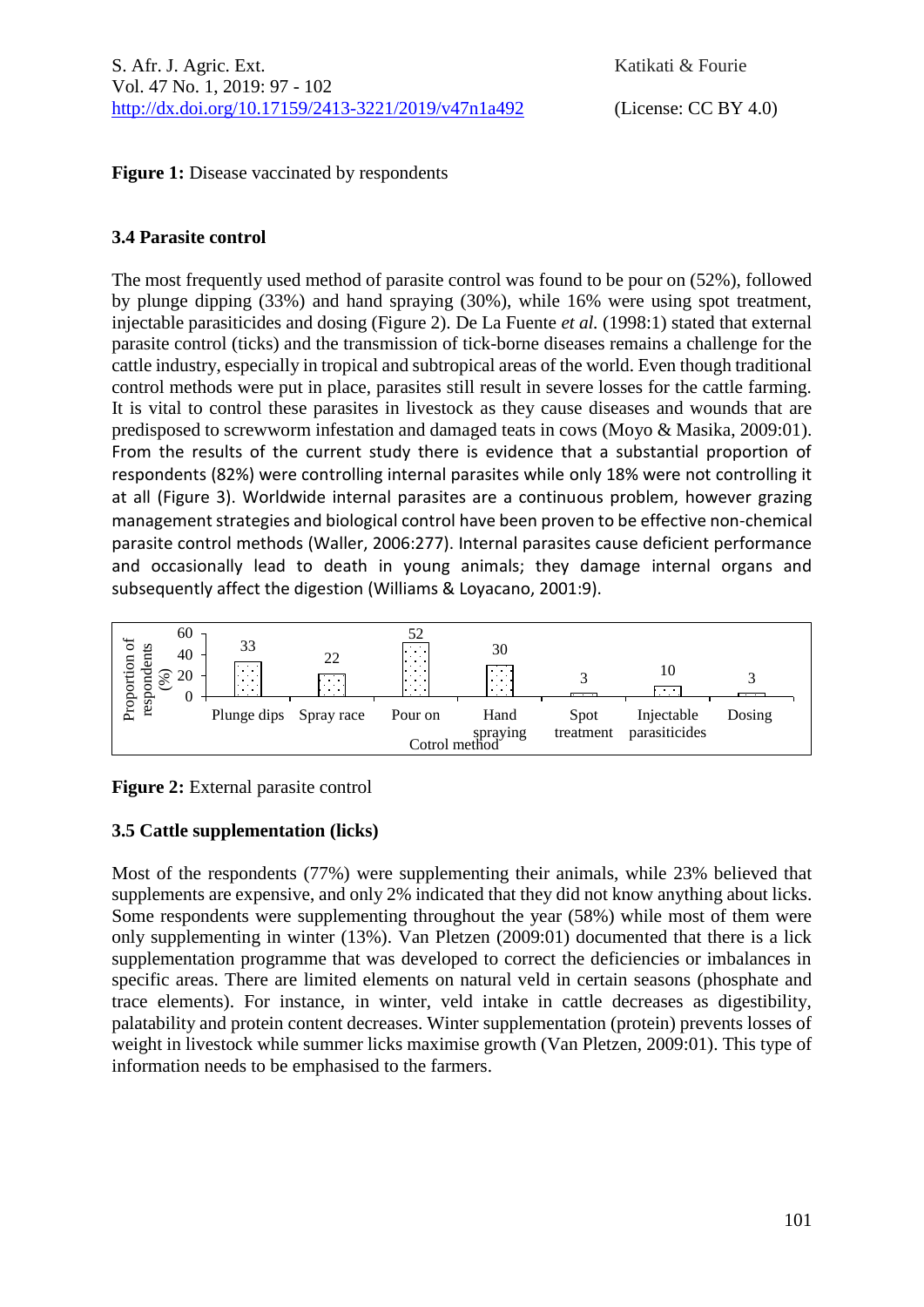**Figure 1:** Disease vaccinated by respondents

### 3.4 Parasite control

The most frequently used method of parasite control was found to be pour on (52%), followed by plunge dipping (33%) and hand spraying (30%), while 16% were using spot treatment, injectable parasiticides and dosing (Figure 2). De La Fuente *et al.* (1998:1) stated that external parasite control (ticks) and the transmission of tick-borne diseases remains a challenge for the cattle industry, especially in tropical and subtropical areas of the world. Even though traditional control methods were put in place, parasites still result in severe losses for the cattle farming. It is vital to control these parasites in livestock as they cause diseases and wounds that are predisposed to screwworm infestation and damaged teats in cows (Moyo & Masika, 2009:01). From the results of the current study there is evidence that a substantial proportion of respondents (82%) were controlling internal parasites while only 18% were not controlling it at all (Figure 3). Worldwide internal parasites are a continuous problem, however grazing management strategies and biological control have been proven to be effective non-chemical parasite control methods (Waller, 2006:277). Internal parasites cause deficient performance and occasionally lead to death in young animals; they damage internal organs and subsequently affect the digestion (Williams & Loyacano, 2001:9).

| Cotrol method | Plunge dips | Spray race | Pour on | Hand spraying | Spot treatment | Injectable parasiticides | Dosing |
|---|---|---|---|---|---|---|---|
| Proportion of respondents (%) | 33 | 22 | 52 | 30 | 3 | 10 | 3 |

**Figure 2:** External parasite control

### 3.5 Cattle supplementation (licks)

Most of the respondents (77%) were supplementing their animals, while 23% believed that supplements are expensive, and only 2% indicated that they did not know anything about licks. Some respondents were supplementing throughout the year (58%) while most of them were only supplementing in winter (13%). Van Pletzen (2009:01) documented that there is a lick supplementation programme that was developed to correct the deficiencies or imbalances in specific areas. There are limited elements on natural veld in certain seasons (phosphate and trace elements). For instance, in winter, veld intake in cattle decreases as digestibility, palatability and protein content decreases. Winter supplementation (protein) prevents losses of weight in livestock while summer licks maximise growth (Van Pletzen, 2009:01). This type of information needs to be emphasised to the farmers.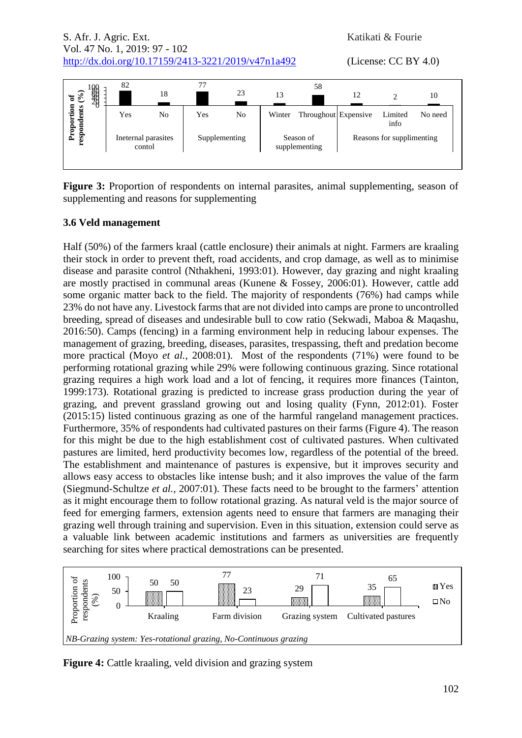| | Internal parasites control | | Supplementing | | Season of supplementing | | Reasons for supplimenting | | |
|---|---|---|---|---|---|---|---|---|---|
| | Yes | No | Yes | No | Winter | Throughout | Expensive | Limited info | No need |
| Proportion of respondents (%) | 82 | 18 | 77 | 23 | 13 | 58 | 12 | 2 | 10 |

**Figure 3:** Proportion of respondents on internal parasites, animal supplementing, season of supplementing and reasons for supplementing

### 3.6 Veld management

Half (50%) of the farmers kraal (cattle enclosure) their animals at night. Farmers are kraaling their stock in order to prevent theft, road accidents, and crop damage, as well as to minimise disease and parasite control (Nthakheni, 1993:01). However, day grazing and night kraaling are mostly practised in communal areas (Kunene & Fossey, 2006:01). However, cattle add some organic matter back to the field. The majority of respondents (76%) had camps while 23% do not have any. Livestock farms that are not divided into camps are prone to uncontrolled breeding, spread of diseases and undesirable bull to cow ratio (Sekwadi, Maboa & Maqashu, 2016:50). Camps (fencing) in a farming environment help in reducing labour expenses. The management of grazing, breeding, diseases, parasites, trespassing, theft and predation become more practical (Moyo *et al.*, 2008:01). Most of the respondents (71%) were found to be performing rotational grazing while 29% were following continuous grazing. Since rotational grazing requires a high work load and a lot of fencing, it requires more finances (Tainton, 1999:173). Rotational grazing is predicted to increase grass production during the year of grazing, and prevent grassland growing out and losing quality (Fynn, 2012:01). Foster (2015:15) listed continuous grazing as one of the harmful rangeland management practices. Furthermore, 35% of respondents had cultivated pastures on their farms (Figure 4). The reason for this might be due to the high establishment cost of cultivated pastures. When cultivated pastures are limited, herd productivity becomes low, regardless of the potential of the breed. The establishment and maintenance of pastures is expensive, but it improves security and allows easy access to obstacles like intense bush; and it also improves the value of the farm (Siegmund-Schultze *et al.*, 2007:01). These facts need to be brought to the farmers' attention as it might encourage them to follow rotational grazing. As natural veld is the major source of feed for emerging farmers, extension agents need to ensure that farmers are managing their grazing well through training and supervision. Even in this situation, extension could serve as a valuable link between academic institutions and farmers as universities are frequently searching for sites where practical demostrations can be presented.

| Proportion of respondents (%) | Kraaling | Farm division | Grazing system | Cultivated pastures |
|---|---|---|---|---|
| Yes | 50 | 77 | 29 | 35 |
| No | 50 | 23 | 71 | 65 |

*NB-Grazing system: Yes-rotational grazing, No-Continuous grazing*

**Figure 4:** Cattle kraaling, veld division and grazing system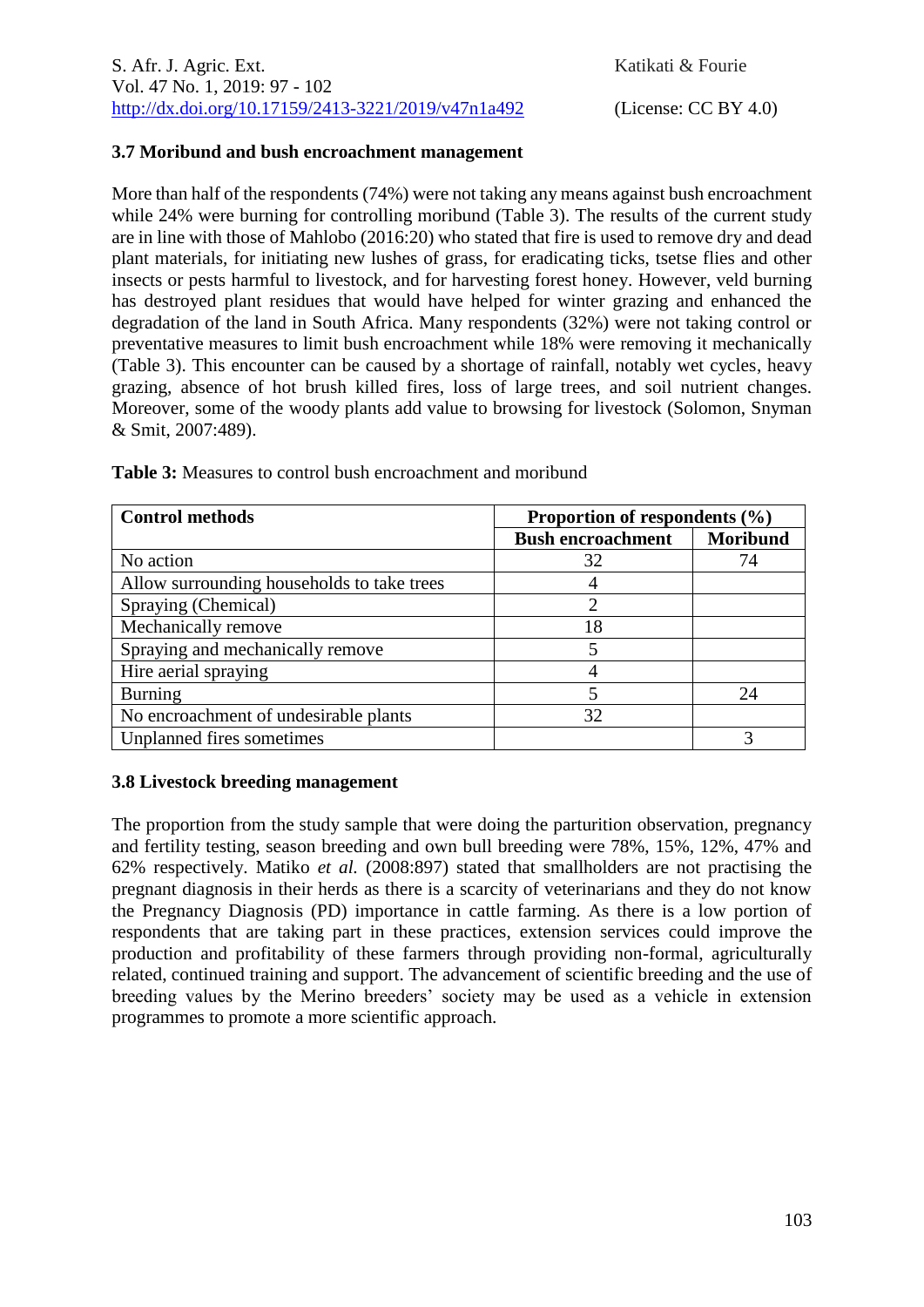### 3.7 Moribund and bush encroachment management

More than half of the respondents (74%) were not taking any means against bush encroachment while 24% were burning for controlling moribund (Table 3). The results of the current study are in line with those of Mahlobo (2016:20) who stated that fire is used to remove dry and dead plant materials, for initiating new lushes of grass, for eradicating ticks, tsetse flies and other insects or pests harmful to livestock, and for harvesting forest honey. However, veld burning has destroyed plant residues that would have helped for winter grazing and enhanced the degradation of the land in South Africa. Many respondents (32%) were not taking control or preventative measures to limit bush encroachment while 18% were removing it mechanically (Table 3). This encounter can be caused by a shortage of rainfall, notably wet cycles, heavy grazing, absence of hot brush killed fires, loss of large trees, and soil nutrient changes. Moreover, some of the woody plants add value to browsing for livestock (Solomon, Snyman & Smit, 2007:489).

**Table 3:** Measures to control bush encroachment and moribund

| **Control methods** | **Proportion of respondents (%)** | |
|---|---|---|
| | **Bush encroachment** | **Moribund** |
| No action | 32 | 74 |
| Allow surrounding households to take trees | 4 | |
| Spraying (Chemical) | 2 | |
| Mechanically remove | 18 | |
| Spraying and mechanically remove | 5 | |
| Hire aerial spraying | 4 | |
| Burning | 5 | 24 |
| No encroachment of undesirable plants | 32 | |
| Unplanned fires sometimes | | 3 |

### 3.8 Livestock breeding management

The proportion from the study sample that were doing the parturition observation, pregnancy and fertility testing, season breeding and own bull breeding were 78%, 15%, 12%, 47% and 62% respectively. Matiko *et al.* (2008:897) stated that smallholders are not practising the pregnant diagnosis in their herds as there is a scarcity of veterinarians and they do not know the Pregnancy Diagnosis (PD) importance in cattle farming. As there is a low portion of respondents that are taking part in these practices, extension services could improve the production and profitability of these farmers through providing non-formal, agriculturally related, continued training and support. The advancement of scientific breeding and the use of breeding values by the Merino breeders' society may be used as a vehicle in extension programmes to promote a more scientific approach.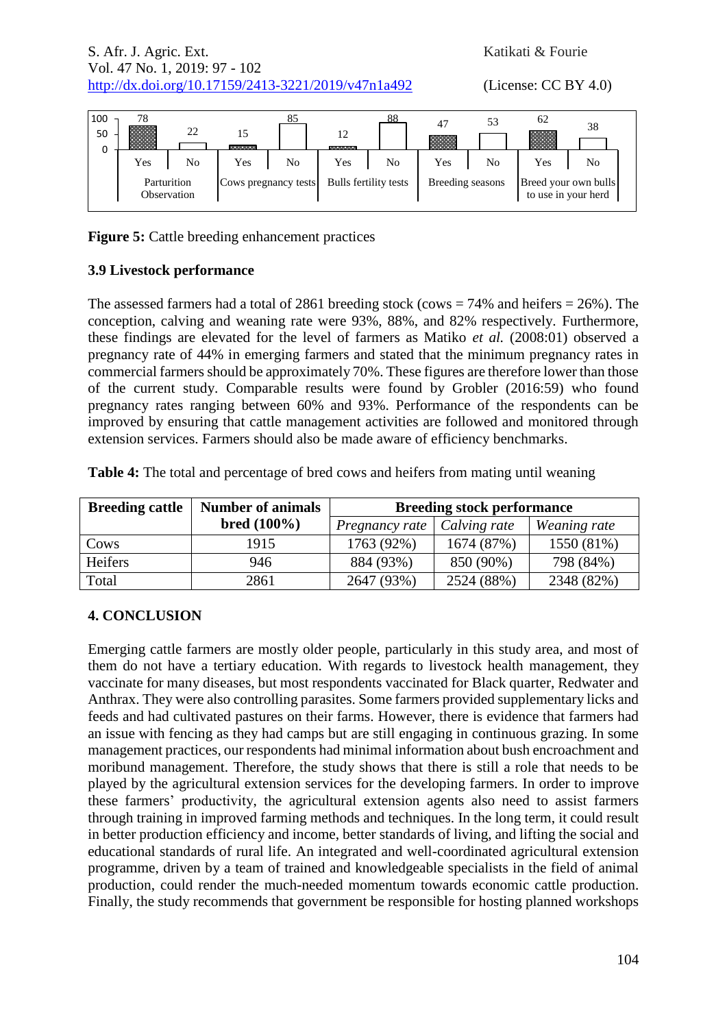**Figure 5:** Cattle breeding enhancement practices

### 3.9 Livestock performance

The assessed farmers had a total of 2861 breeding stock (cows = 74% and heifers = 26%). The conception, calving and weaning rate were 93%, 88%, and 82% respectively. Furthermore, these findings are elevated for the level of farmers as Matiko *et al.* (2008:01) observed a pregnancy rate of 44% in emerging farmers and stated that the minimum pregnancy rates in commercial farmers should be approximately 70%. These figures are therefore lower than those of the current study. Comparable results were found by Grobler (2016:59) who found pregnancy rates ranging between 60% and 93%. Performance of the respondents can be improved by ensuring that cattle management activities are followed and monitored through extension services. Farmers should also be made aware of efficiency benchmarks.

**Table 4:** The total and percentage of bred cows and heifers from mating until weaning

| Breeding cattle | Number of animals bred (100%) | Breeding stock performance | | |
|---|---|---|---|---|
| | | *Pregnancy rate* | *Calving rate* | *Weaning rate* |
| Cows | 1915 | 1763 (92%) | 1674 (87%) | 1550 (81%) |
| Heifers | 946 | 884 (93%) | 850 (90%) | 798 (84%) |
| Total | 2861 | 2647 (93%) | 2524 (88%) | 2348 (82%) |

## 4. CONCLUSION

Emerging cattle farmers are mostly older people, particularly in this study area, and most of them do not have a tertiary education. With regards to livestock health management, they vaccinate for many diseases, but most respondents vaccinated for Black quarter, Redwater and Anthrax. They were also controlling parasites. Some farmers provided supplementary licks and feeds and had cultivated pastures on their farms. However, there is evidence that farmers had an issue with fencing as they had camps but are still engaging in continuous grazing. In some management practices, our respondents had minimal information about bush encroachment and moribund management. Therefore, the study shows that there is still a role that needs to be played by the agricultural extension services for the developing farmers. In order to improve these farmers' productivity, the agricultural extension agents also need to assist farmers through training in improved farming methods and techniques. In the long term, it could result in better production efficiency and income, better standards of living, and lifting the social and educational standards of rural life. An integrated and well-coordinated agricultural extension programme, driven by a team of trained and knowledgeable specialists in the field of animal production, could render the much-needed momentum towards economic cattle production. Finally, the study recommends that government be responsible for hosting planned workshops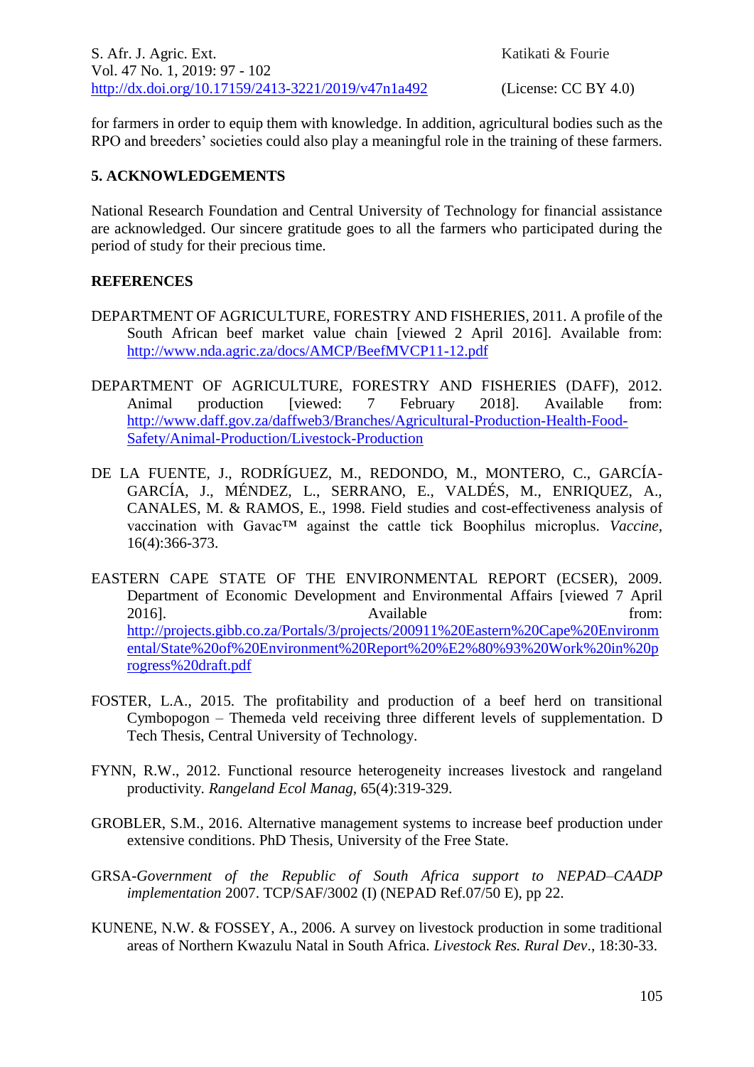for farmers in order to equip them with knowledge. In addition, agricultural bodies such as the RPO and breeders' societies could also play a meaningful role in the training of these farmers.

## 5. ACKNOWLEDGEMENTS

National Research Foundation and Central University of Technology for financial assistance are acknowledged. Our sincere gratitude goes to all the farmers who participated during the period of study for their precious time.

## REFERENCES

DEPARTMENT OF AGRICULTURE, FORESTRY AND FISHERIES, 2011. A profile of the South African beef market value chain [viewed 2 April 2016]. Available from: http://www.nda.agric.za/docs/AMCP/BeefMVCP11-12.pdf

DEPARTMENT OF AGRICULTURE, FORESTRY AND FISHERIES (DAFF), 2012. Animal production [viewed: 7 February 2018]. Available from: http://www.daff.gov.za/daffweb3/Branches/Agricultural-Production-Health-Food-Safety/Animal-Production/Livestock-Production

DE LA FUENTE, J., RODRÍGUEZ, M., REDONDO, M., MONTERO, C., GARCÍA-GARCÍA, J., MÉNDEZ, L., SERRANO, E., VALDÉS, M., ENRIQUEZ, A., CANALES, M. & RAMOS, E., 1998. Field studies and cost-effectiveness analysis of vaccination with Gavac™ against the cattle tick Boophilus microplus. *Vaccine*, 16(4):366-373.

EASTERN CAPE STATE OF THE ENVIRONMENTAL REPORT (ECSER), 2009. Department of Economic Development and Environmental Affairs [viewed 7 April 2016]. Available from: http://projects.gibb.co.za/Portals/3/projects/200911%20Eastern%20Cape%20Environmental/State%20of%20Environment%20Report%20%E2%80%93%20Work%20in%20progress%20draft.pdf

FOSTER, L.A., 2015. The profitability and production of a beef herd on transitional Cymbopogon – Themeda veld receiving three different levels of supplementation. D Tech Thesis, Central University of Technology.

FYNN, R.W., 2012. Functional resource heterogeneity increases livestock and rangeland productivity. *Rangeland Ecol Manag*, 65(4):319-329.

GROBLER, S.M., 2016. Alternative management systems to increase beef production under extensive conditions. PhD Thesis, University of the Free State.

GRSA-*Government of the Republic of South Africa support to NEPAD–CAADP implementation* 2007. TCP/SAF/3002 (I) (NEPAD Ref.07/50 E), pp 22.

KUNENE, N.W. & FOSSEY, A., 2006. A survey on livestock production in some traditional areas of Northern Kwazulu Natal in South Africa. *Livestock Res. Rural Dev*., 18:30-33.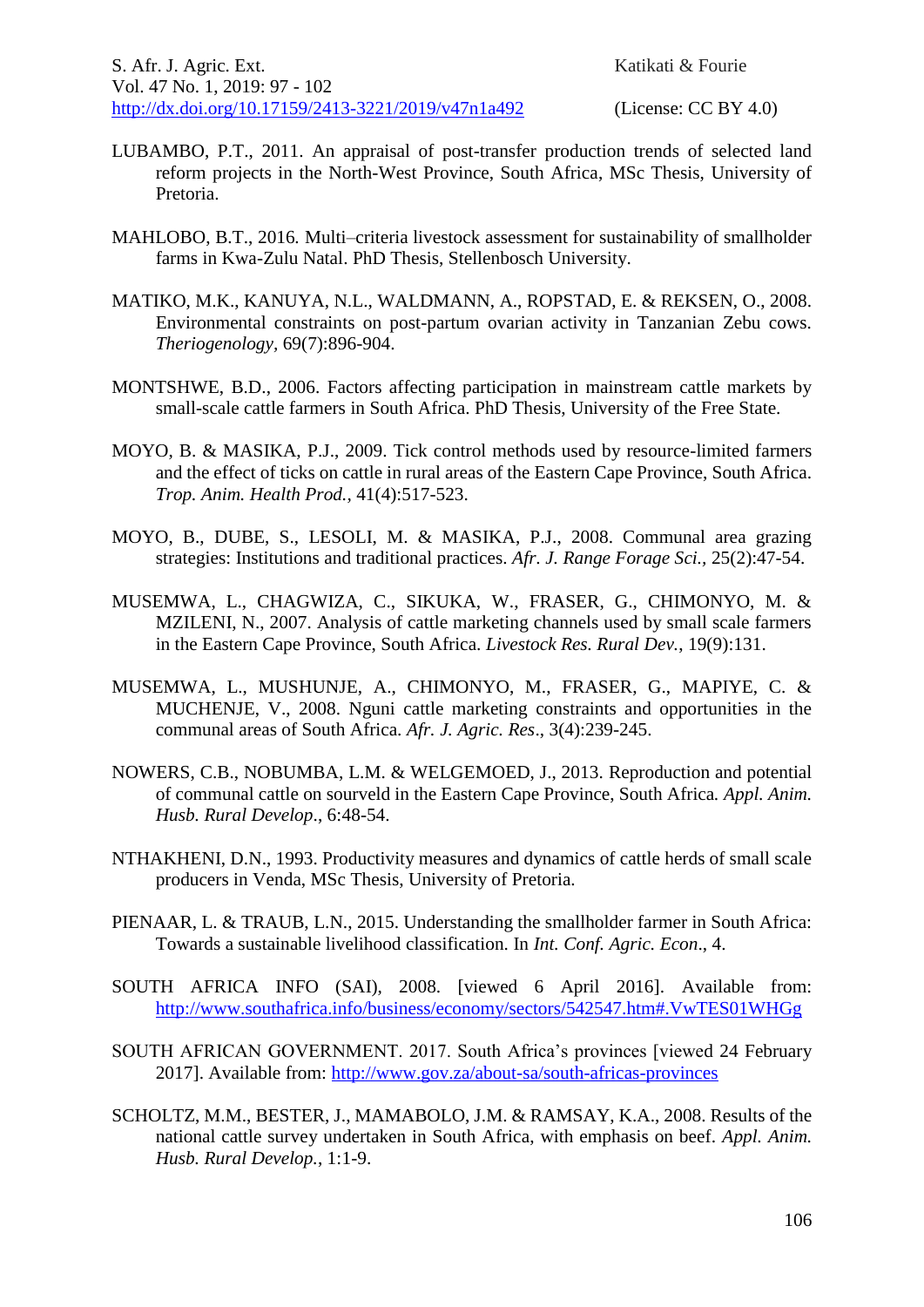LUBAMBO, P.T., 2011. An appraisal of post-transfer production trends of selected land reform projects in the North-West Province, South Africa, MSc Thesis, University of Pretoria.

MAHLOBO, B.T., 2016. Multi–criteria livestock assessment for sustainability of smallholder farms in Kwa-Zulu Natal. PhD Thesis, Stellenbosch University.

MATIKO, M.K., KANUYA, N.L., WALDMANN, A., ROPSTAD, E. & REKSEN, O., 2008. Environmental constraints on post-partum ovarian activity in Tanzanian Zebu cows. *Theriogenology*, 69(7):896-904.

MONTSHWE, B.D., 2006. Factors affecting participation in mainstream cattle markets by small-scale cattle farmers in South Africa. PhD Thesis, University of the Free State.

MOYO, B. & MASIKA, P.J., 2009. Tick control methods used by resource-limited farmers and the effect of ticks on cattle in rural areas of the Eastern Cape Province, South Africa. *Trop. Anim. Health Prod.,* 41(4):517-523.

MOYO, B., DUBE, S., LESOLI, M. & MASIKA, P.J., 2008. Communal area grazing strategies: Institutions and traditional practices. *Afr. J. Range Forage Sci.,* 25(2):47-54.

MUSEMWA, L., CHAGWIZA, C., SIKUKA, W., FRASER, G., CHIMONYO, M. & MZILENI, N., 2007. Analysis of cattle marketing channels used by small scale farmers in the Eastern Cape Province, South Africa. *Livestock Res. Rural Dev.*, 19(9):131.

MUSEMWA, L., MUSHUNJE, A., CHIMONYO, M., FRASER, G., MAPIYE, C. & MUCHENJE, V., 2008. Nguni cattle marketing constraints and opportunities in the communal areas of South Africa. *Afr. J. Agric. Res*., 3(4):239-245.

NOWERS, C.B., NOBUMBA, L.M. & WELGEMOED, J., 2013. Reproduction and potential of communal cattle on sourveld in the Eastern Cape Province, South Africa*. Appl. Anim. Husb. Rural Develop*., 6:48-54.

NTHAKHENI, D.N., 1993. Productivity measures and dynamics of cattle herds of small scale producers in Venda, MSc Thesis, University of Pretoria.

PIENAAR, L. & TRAUB, L.N., 2015. Understanding the smallholder farmer in South Africa: Towards a sustainable livelihood classification. In *Int. Conf. Agric. Econ*., 4.

SOUTH AFRICA INFO (SAI), 2008. [viewed 6 April 2016]. Available from: http://www.southafrica.info/business/economy/sectors/542547.htm#.VwTES01WHGg

SOUTH AFRICAN GOVERNMENT. 2017. South Africa's provinces [viewed 24 February 2017]. Available from: http://www.gov.za/about-sa/south-africas-provinces

SCHOLTZ, M.M., BESTER, J., MAMABOLO, J.M. & RAMSAY, K.A., 2008. Results of the national cattle survey undertaken in South Africa, with emphasis on beef. *Appl. Anim. Husb. Rural Develop.*, 1:1-9.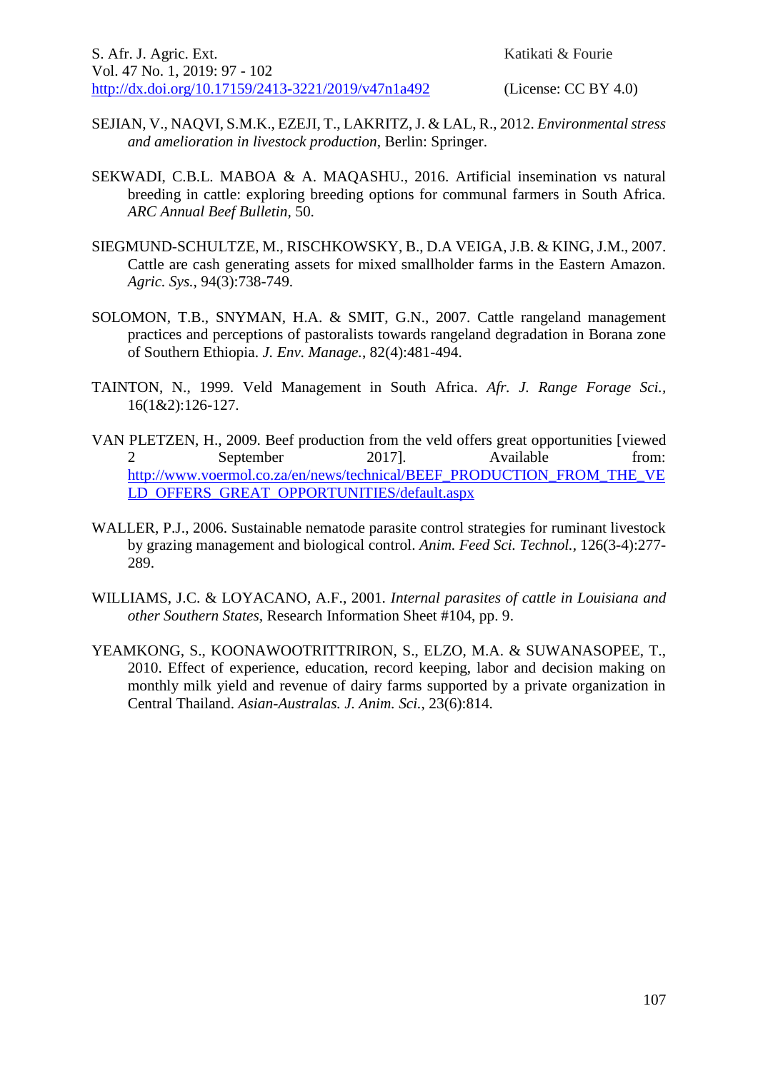SEJIAN, V., NAQVI, S.M.K., EZEJI, T., LAKRITZ, J. & LAL, R., 2012. *Environmental stress and amelioration in livestock production*, Berlin: Springer.

SEKWADI, C.B.L. MABOA & A. MAQASHU., 2016. Artificial insemination vs natural breeding in cattle: exploring breeding options for communal farmers in South Africa. *ARC Annual Beef Bulletin*, 50.

SIEGMUND-SCHULTZE, M., RISCHKOWSKY, B., D.A VEIGA, J.B. & KING, J.M., 2007. Cattle are cash generating assets for mixed smallholder farms in the Eastern Amazon. *Agric. Sys.*, 94(3):738-749.

SOLOMON, T.B., SNYMAN, H.A. & SMIT, G.N., 2007. Cattle rangeland management practices and perceptions of pastoralists towards rangeland degradation in Borana zone of Southern Ethiopia. *J. Env. Manage.*, 82(4):481-494.

TAINTON, N., 1999. Veld Management in South Africa. *Afr. J. Range Forage Sci.,* 16(1&2):126-127.

VAN PLETZEN, H., 2009. Beef production from the veld offers great opportunities [viewed 2 September 2017]. Available from: http://www.voermol.co.za/en/news/technical/BEEF_PRODUCTION_FROM_THE_VELD_OFFERS_GREAT_OPPORTUNITIES/default.aspx

WALLER, P.J., 2006. Sustainable nematode parasite control strategies for ruminant livestock by grazing management and biological control. *Anim. Feed Sci. Technol.*, 126(3-4):277-289.

WILLIAMS, J.C. & LOYACANO, A.F., 2001. *Internal parasites of cattle in Louisiana and other Southern States*, Research Information Sheet #104, pp. 9.

YEAMKONG, S., KOONAWOOTRITTRIRON, S., ELZO, M.A. & SUWANASOPEE, T., 2010. Effect of experience, education, record keeping, labor and decision making on monthly milk yield and revenue of dairy farms supported by a private organization in Central Thailand. *Asian-Australas. J. Anim. Sci.*, 23(6):814.